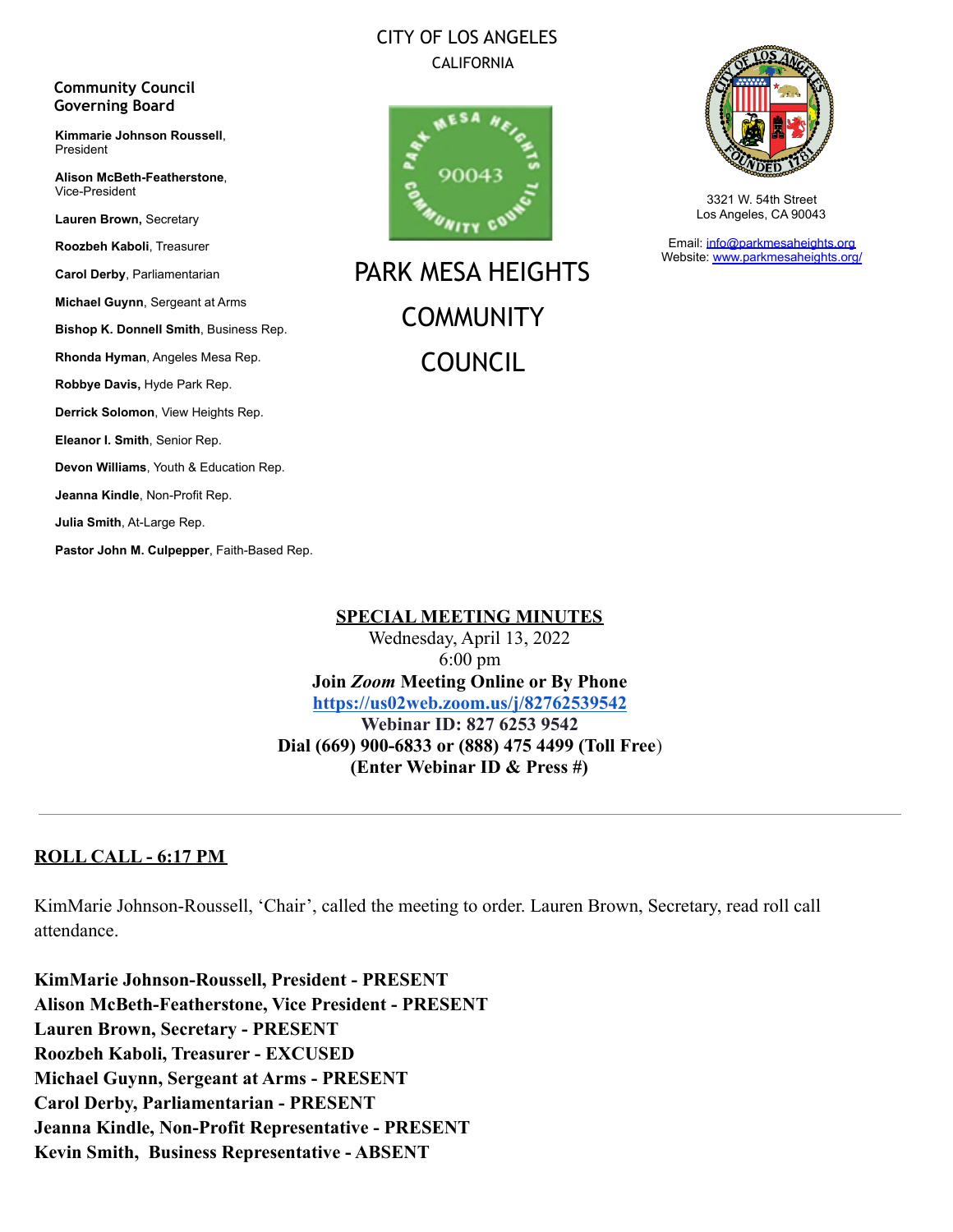CITY OF LOS ANGELES

CALIFORNIA

**Community Council Governing Board**

**Kimmarie Johnson Roussell**, President

**Alison McBeth-Featherstone**, Vice-President

**Lauren Brown,** Secretary

**Roozbeh Kaboli**, Treasurer

**Carol Derby**, Parliamentarian

**Michael Guynn**, Sergeant at Arms

**Bishop K. Donnell Smith**, Business Rep.

**Rhonda Hyman**, Angeles Mesa Rep.

**Robbye Davis,** Hyde Park Rep.

**Derrick Solomon**, View Heights Rep.

**Eleanor I. Smith**, Senior Rep.

**Devon Williams**, Youth & Education Rep.

**Jeanna Kindle**, Non-Profit Rep.

**Julia Smith**, At-Large Rep.

**Pastor John M. Culpepper**, Faith-Based Rep.

# PARK MESA HEIGHTS COMMUNITY COUNCIL

3321 W. 54th Street
Los Angeles, CA 90043

Email: info@parkmesaheights.org
Website: www.parkmesaheights.org/

## SPECIAL MEETING MINUTES

Wednesday, April 13, 2022

6:00 pm

**Join *Zoom* Meeting Online or By Phone**

**https://us02web.zoom.us/j/82762539542**

**Webinar ID: 827 6253 9542**

**Dial (669) 900-6833 or (888) 475 4499 (Toll Free)**

**(Enter Webinar ID & Press #)**

---

## ROLL CALL - 6:17 PM

KimMarie Johnson-Roussell, 'Chair', called the meeting to order. Lauren Brown, Secretary, read roll call attendance.

**KimMarie Johnson-Roussell, President - PRESENT**
**Alison McBeth-Featherstone, Vice President - PRESENT**
**Lauren Brown, Secretary - PRESENT**
**Roozbeh Kaboli, Treasurer - EXCUSED**
**Michael Guynn, Sergeant at Arms - PRESENT**
**Carol Derby, Parliamentarian - PRESENT**
**Jeanna Kindle, Non-Profit Representative - PRESENT**
**Kevin Smith, Business Representative - ABSENT**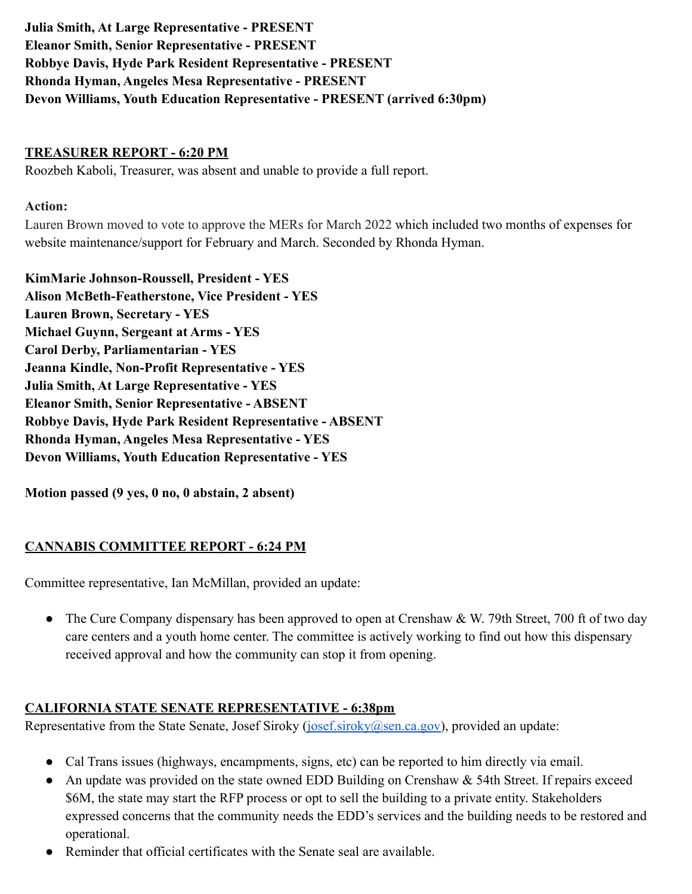**Julia Smith, At Large Representative - PRESENT**
**Eleanor Smith, Senior Representative - PRESENT**
**Robbye Davis, Hyde Park Resident Representative - PRESENT**
**Rhonda Hyman, Angeles Mesa Representative - PRESENT**
**Devon Williams, Youth Education Representative - PRESENT (arrived 6:30pm)**

**TREASURER REPORT - 6:20 PM**

Roozbeh Kaboli, Treasurer, was absent and unable to provide a full report.

**Action:**

Lauren Brown moved to vote to approve the MERs for March 2022 which included two months of expenses for website maintenance/support for February and March. Seconded by Rhonda Hyman.

**KimMarie Johnson-Roussell, President - YES**
**Alison McBeth-Featherstone, Vice President - YES**
**Lauren Brown, Secretary - YES**
**Michael Guynn, Sergeant at Arms - YES**
**Carol Derby, Parliamentarian - YES**
**Jeanna Kindle, Non-Profit Representative - YES**
**Julia Smith, At Large Representative - YES**
**Eleanor Smith, Senior Representative - ABSENT**
**Robbye Davis, Hyde Park Resident Representative - ABSENT**
**Rhonda Hyman, Angeles Mesa Representative - YES**
**Devon Williams, Youth Education Representative - YES**

**Motion passed (9 yes, 0 no, 0 abstain, 2 absent)**

**CANNABIS COMMITTEE REPORT - 6:24 PM**

Committee representative, Ian McMillan, provided an update:

- The Cure Company dispensary has been approved to open at Crenshaw & W. 79th Street, 700 ft of two day care centers and a youth home center. The committee is actively working to find out how this dispensary received approval and how the community can stop it from opening.

**CALIFORNIA STATE SENATE REPRESENTATIVE - 6:38pm**

Representative from the State Senate, Josef Siroky (josef.siroky@sen.ca.gov), provided an update:

- Cal Trans issues (highways, encampments, signs, etc) can be reported to him directly via email.
- An update was provided on the state owned EDD Building on Crenshaw & 54th Street. If repairs exceed $6M, the state may start the RFP process or opt to sell the building to a private entity. Stakeholders expressed concerns that the community needs the EDD's services and the building needs to be restored and operational.
- Reminder that official certificates with the Senate seal are available.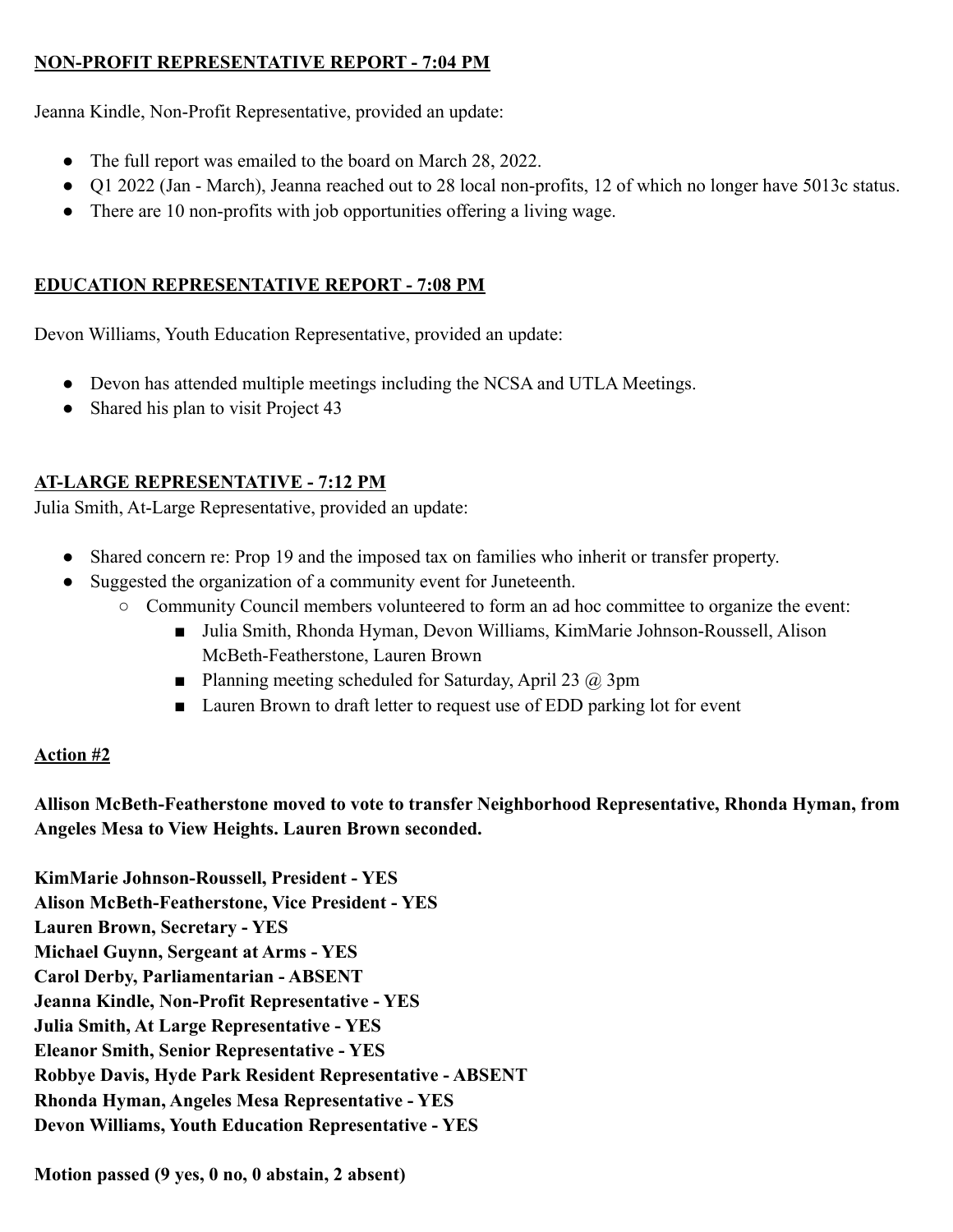**NON-PROFIT REPRESENTATIVE REPORT - 7:04 PM**

Jeanna Kindle, Non-Profit Representative, provided an update:

- The full report was emailed to the board on March 28, 2022.
- Q1 2022 (Jan - March), Jeanna reached out to 28 local non-profits, 12 of which no longer have 5013c status.
- There are 10 non-profits with job opportunities offering a living wage.

**EDUCATION REPRESENTATIVE REPORT - 7:08 PM**

Devon Williams, Youth Education Representative, provided an update:

- Devon has attended multiple meetings including the NCSA and UTLA Meetings.
- Shared his plan to visit Project 43

**AT-LARGE REPRESENTATIVE - 7:12 PM**

Julia Smith, At-Large Representative, provided an update:

- Shared concern re: Prop 19 and the imposed tax on families who inherit or transfer property.
- Suggested the organization of a community event for Juneteenth.
  - Community Council members volunteered to form an ad hoc committee to organize the event:
    - Julia Smith, Rhonda Hyman, Devon Williams, KimMarie Johnson-Roussell, Alison McBeth-Featherstone, Lauren Brown
    - Planning meeting scheduled for Saturday, April 23 @ 3pm
    - Lauren Brown to draft letter to request use of EDD parking lot for event

**Action #2**

**Allison McBeth-Featherstone moved to vote to transfer Neighborhood Representative, Rhonda Hyman, from Angeles Mesa to View Heights. Lauren Brown seconded.**

**KimMarie Johnson-Roussell, President - YES**
**Alison McBeth-Featherstone, Vice President - YES**
**Lauren Brown, Secretary - YES**
**Michael Guynn, Sergeant at Arms - YES**
**Carol Derby, Parliamentarian - ABSENT**
**Jeanna Kindle, Non-Profit Representative - YES**
**Julia Smith, At Large Representative - YES**
**Eleanor Smith, Senior Representative - YES**
**Robbye Davis, Hyde Park Resident Representative - ABSENT**
**Rhonda Hyman, Angeles Mesa Representative - YES**
**Devon Williams, Youth Education Representative - YES**

**Motion passed (9 yes, 0 no, 0 abstain, 2 absent)**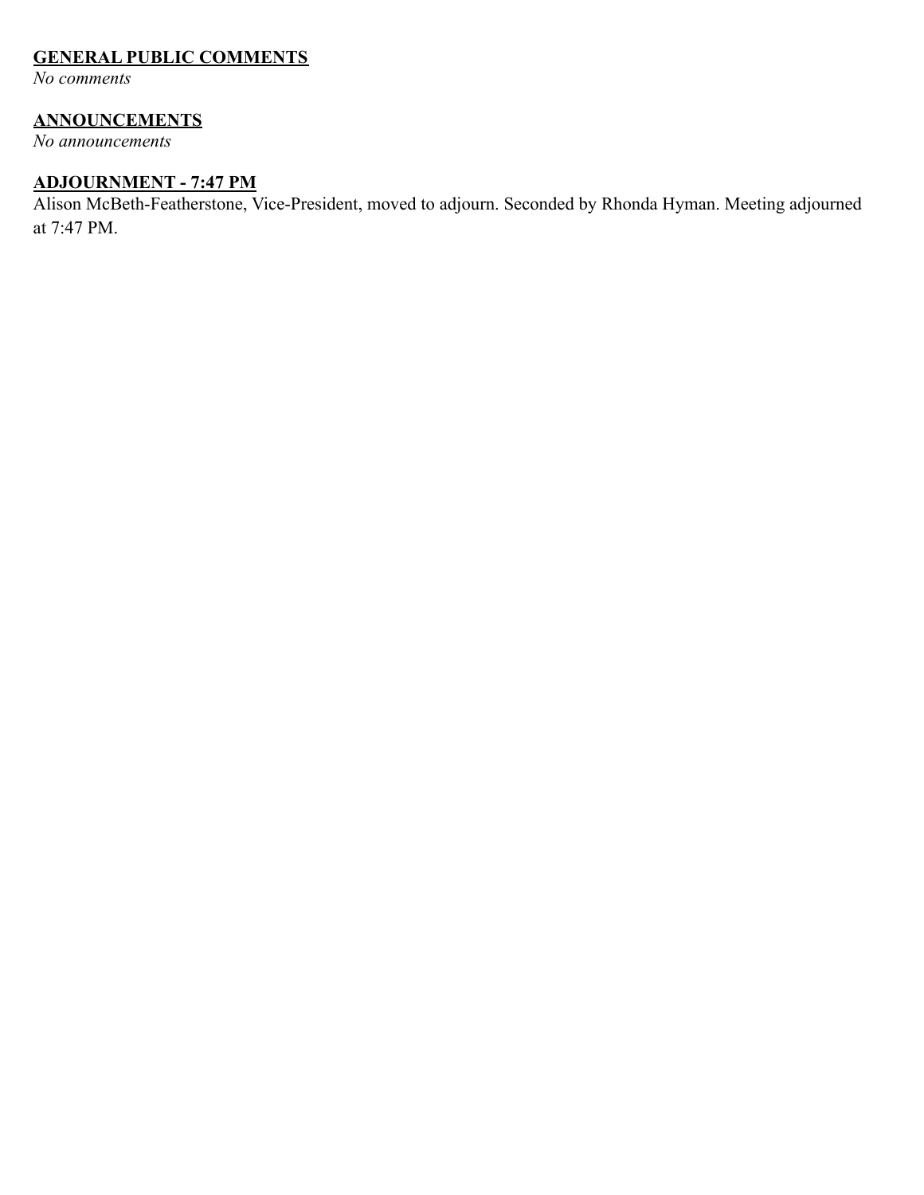## GENERAL PUBLIC COMMENTS

*No comments*

## ANNOUNCEMENTS

*No announcements*

## ADJOURNMENT - 7:47 PM

Alison McBeth-Featherstone, Vice-President, moved to adjourn. Seconded by Rhonda Hyman. Meeting adjourned at 7:47 PM.